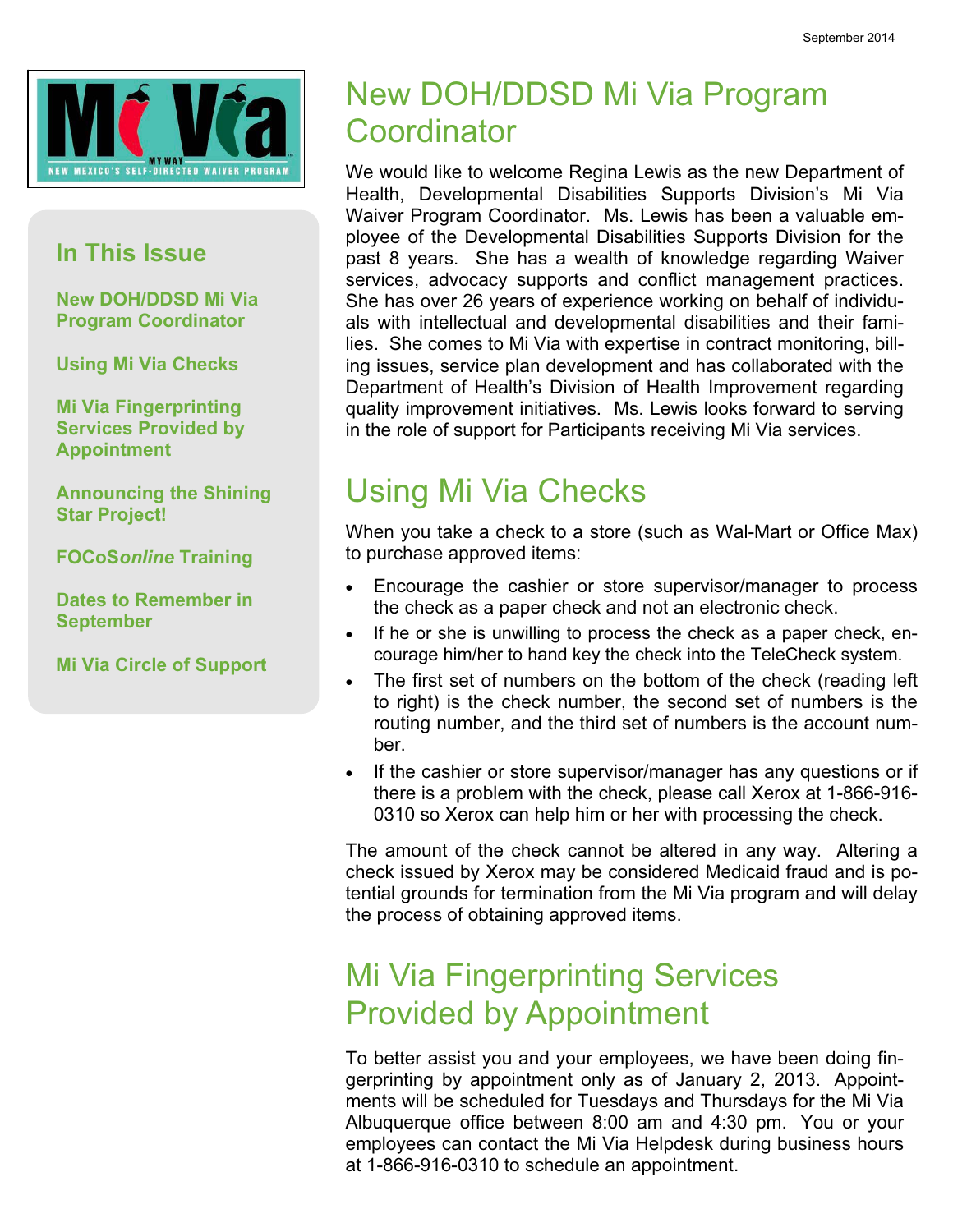September 2014

## In This Issue

- New DOH/DDSD Mi Via Program Coordinator
- Using Mi Via Checks
- Mi Via Fingerprinting Services Provided by Appointment
- Announcing the Shining Star Project!
- FOCoS*online* Training
- Dates to Remember in September
- Mi Via Circle of Support

# New DOH/DDSD Mi Via Program Coordinator

We would like to welcome Regina Lewis as the new Department of Health, Developmental Disabilities Supports Division's Mi Via Waiver Program Coordinator. Ms. Lewis has been a valuable employee of the Developmental Disabilities Supports Division for the past 8 years. She has a wealth of knowledge regarding Waiver services, advocacy supports and conflict management practices. She has over 26 years of experience working on behalf of individuals with intellectual and developmental disabilities and their families. She comes to Mi Via with expertise in contract monitoring, billing issues, service plan development and has collaborated with the Department of Health's Division of Health Improvement regarding quality improvement initiatives. Ms. Lewis looks forward to serving in the role of support for Participants receiving Mi Via services.

# Using Mi Via Checks

When you take a check to a store (such as Wal-Mart or Office Max) to purchase approved items:

- Encourage the cashier or store supervisor/manager to process the check as a paper check and not an electronic check.
- If he or she is unwilling to process the check as a paper check, encourage him/her to hand key the check into the TeleCheck system.
- The first set of numbers on the bottom of the check (reading left to right) is the check number, the second set of numbers is the routing number, and the third set of numbers is the account number.
- If the cashier or store supervisor/manager has any questions or if there is a problem with the check, please call Xerox at 1-866-916-0310 so Xerox can help him or her with processing the check.

The amount of the check cannot be altered in any way. Altering a check issued by Xerox may be considered Medicaid fraud and is potential grounds for termination from the Mi Via program and will delay the process of obtaining approved items.

# Mi Via Fingerprinting Services Provided by Appointment

To better assist you and your employees, we have been doing fingerprinting by appointment only as of January 2, 2013. Appointments will be scheduled for Tuesdays and Thursdays for the Mi Via Albuquerque office between 8:00 am and 4:30 pm. You or your employees can contact the Mi Via Helpdesk during business hours at 1-866-916-0310 to schedule an appointment.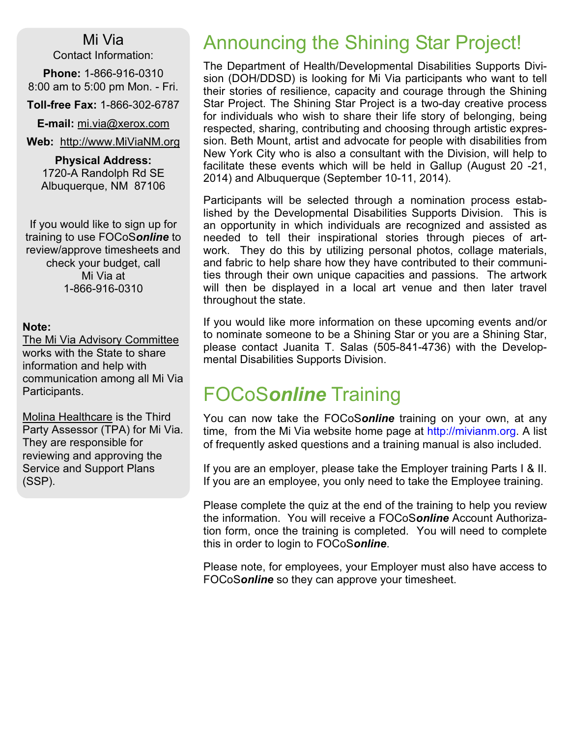## Mi Via

Contact Information:

**Phone:** 1-866-916-0310
8:00 am to 5:00 pm Mon. - Fri.

**Toll-free Fax:** 1-866-302-6787

**E-mail:** mi.via@xerox.com

**Web:** http://www.MiViaNM.org

**Physical Address:**
1720-A Randolph Rd SE
Albuquerque, NM 87106

If you would like to sign up for training to use FOCoS***online*** to review/approve timesheets and check your budget, call Mi Via at 1-866-916-0310

**Note:**
The Mi Via Advisory Committee works with the State to share information and help with communication among all Mi Via Participants.

Molina Healthcare is the Third Party Assessor (TPA) for Mi Via. They are responsible for reviewing and approving the Service and Support Plans (SSP).

# Announcing the Shining Star Project!

The Department of Health/Developmental Disabilities Supports Division (DOH/DDSD) is looking for Mi Via participants who want to tell their stories of resilience, capacity and courage through the Shining Star Project. The Shining Star Project is a two-day creative process for individuals who wish to share their life story of belonging, being respected, sharing, contributing and choosing through artistic expression. Beth Mount, artist and advocate for people with disabilities from New York City who is also a consultant with the Division, will help to facilitate these events which will be held in Gallup (August 20 -21, 2014) and Albuquerque (September 10-11, 2014).

Participants will be selected through a nomination process established by the Developmental Disabilities Supports Division. This is an opportunity in which individuals are recognized and assisted as needed to tell their inspirational stories through pieces of artwork. They do this by utilizing personal photos, collage materials, and fabric to help share how they have contributed to their communities through their own unique capacities and passions. The artwork will then be displayed in a local art venue and then later travel throughout the state.

If you would like more information on these upcoming events and/or to nominate someone to be a Shining Star or you are a Shining Star, please contact Juanita T. Salas (505-841-4736) with the Developmental Disabilities Supports Division.

# FOCoS*online* Training

You can now take the FOCoS***online*** training on your own, at any time, from the Mi Via website home page at http://mivianm.org. A list of frequently asked questions and a training manual is also included.

If you are an employer, please take the Employer training Parts I & II. If you are an employee, you only need to take the Employee training.

Please complete the quiz at the end of the training to help you review the information. You will receive a FOCoS***online*** Account Authorization form, once the training is completed. You will need to complete this in order to login to FOCoS***online***.

Please note, for employees, your Employer must also have access to FOCoS***online*** so they can approve your timesheet.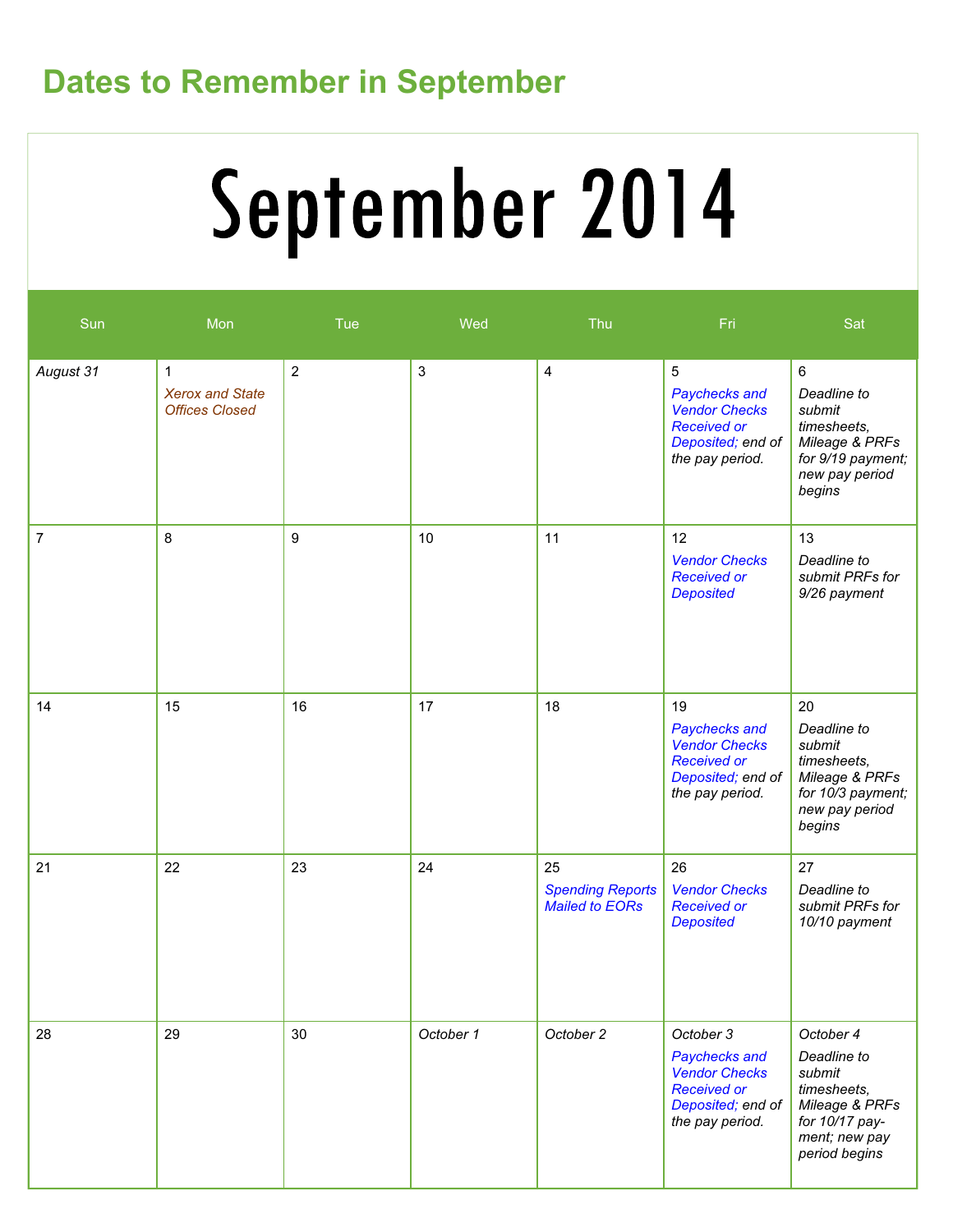## Dates to Remember in September

# September 2014

| Sun | Mon | Tue | Wed | Thu | Fri | Sat |
| --- | --- | --- | --- | --- | --- | --- |
| *August 31* | 1 *Xerox and State Offices Closed* | 2 | 3 | 4 | 5 *Paychecks and Vendor Checks Received or Deposited; end of the pay period.* | 6 *Deadline to submit timesheets, Mileage & PRFs for 9/19 payment; new pay period begins* |
| 7 | 8 | 9 | 10 | 11 | 12 *Vendor Checks Received or Deposited* | 13 *Deadline to submit PRFs for 9/26 payment* |
| 14 | 15 | 16 | 17 | 18 | 19 *Paychecks and Vendor Checks Received or Deposited; end of the pay period.* | 20 *Deadline to submit timesheets, Mileage & PRFs for 10/3 payment; new pay period begins* |
| 21 | 22 | 23 | 24 | 25 *Spending Reports Mailed to EORs* | 26 *Vendor Checks Received or Deposited* | 27 *Deadline to submit PRFs for 10/10 payment* |
| 28 | 29 | 30 | *October 1* | *October 2* | *October 3* *Paychecks and Vendor Checks Received or Deposited; end of the pay period.* | *October 4* *Deadline to submit timesheets, Mileage & PRFs for 10/17 pay-ment; new pay period begins* |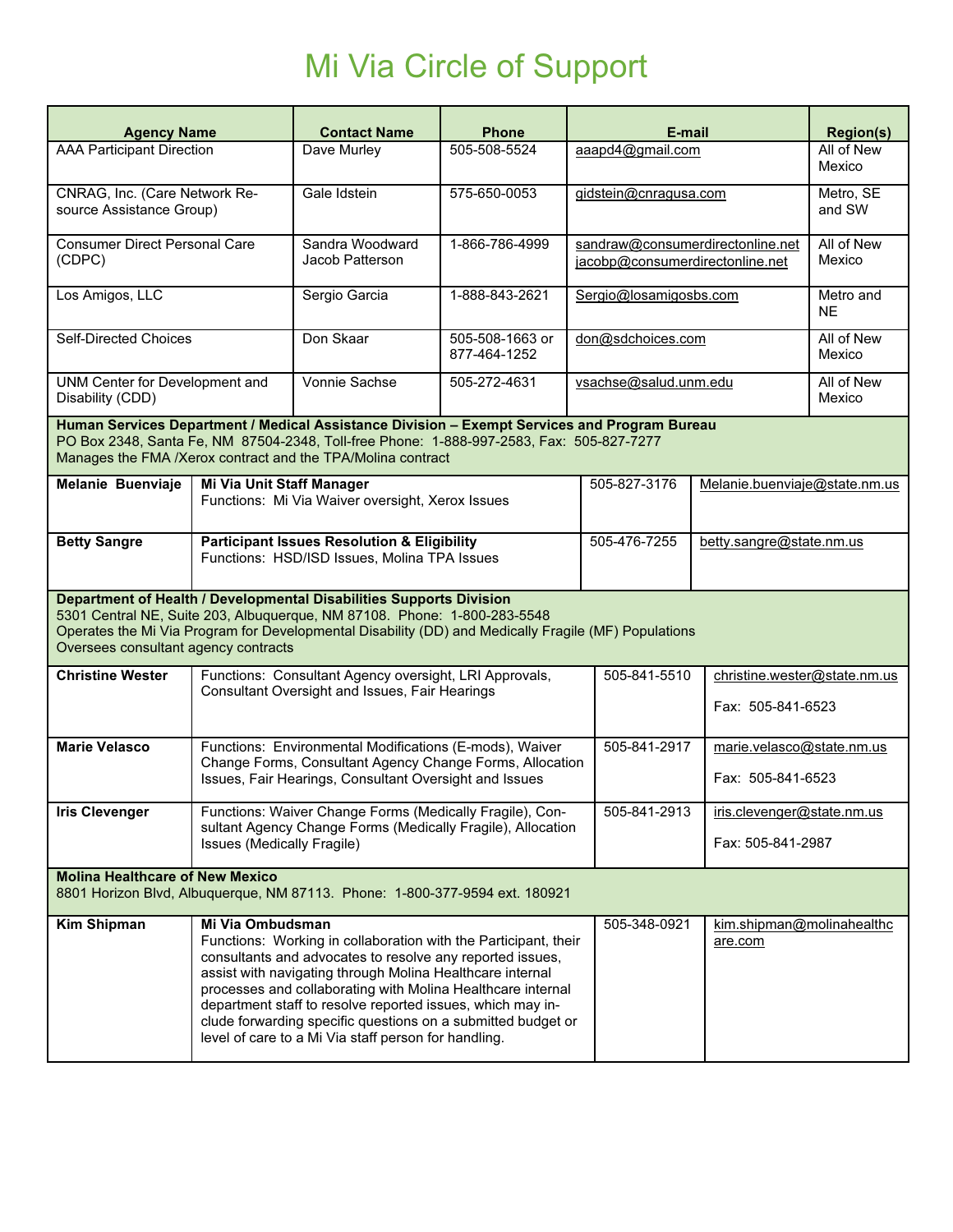# Mi Via Circle of Support

| Agency Name | Contact Name | Phone | E-mail | Region(s) |
|---|---|---|---|---|
| AAA Participant Direction | Dave Murley | 505-508-5524 | aaapd4@gmail.com | All of New Mexico |
| CNRAG, Inc. (Care Network Resource Assistance Group) | Gale Idstein | 575-650-0053 | gidstein@cnragusa.com | Metro, SE and SW |
| Consumer Direct Personal Care (CDPC) | Sandra Woodward<br>Jacob Patterson | 1-866-786-4999 | sandraw@consumerdirectonline.net<br>jacobp@consumerdirectonline.net | All of New Mexico |
| Los Amigos, LLC | Sergio Garcia | 1-888-843-2621 | Sergio@losamigosbs.com | Metro and NE |
| Self-Directed Choices | Don Skaar | 505-508-1663 or 877-464-1252 | don@sdchoices.com | All of New Mexico |
| UNM Center for Development and Disability (CDD) | Vonnie Sachse | 505-272-4631 | vsachse@salud.unm.edu | All of New Mexico |

**Human Services Department / Medical Assistance Division – Exempt Services and Program Bureau**
PO Box 2348, Santa Fe, NM 87504-2348, Toll-free Phone: 1-888-997-2583, Fax: 505-827-7277
Manages the FMA /Xerox contract and the TPA/Molina contract

| | | | |
|---|---|---|---|
| **Melanie Buenviaje** | **Mi Via Unit Staff Manager**<br>Functions: Mi Via Waiver oversight, Xerox Issues | 505-827-3176 | Melanie.buenviaje@state.nm.us |
| **Betty Sangre** | **Participant Issues Resolution & Eligibility**<br>Functions: HSD/ISD Issues, Molina TPA Issues | 505-476-7255 | betty.sangre@state.nm.us |

**Department of Health / Developmental Disabilities Supports Division**
5301 Central NE, Suite 203, Albuquerque, NM 87108. Phone: 1-800-283-5548
Operates the Mi Via Program for Developmental Disability (DD) and Medically Fragile (MF) Populations
Oversees consultant agency contracts

| | | | |
|---|---|---|---|
| **Christine Wester** | Functions: Consultant Agency oversight, LRI Approvals, Consultant Oversight and Issues, Fair Hearings | 505-841-5510 | christine.wester@state.nm.us<br>Fax: 505-841-6523 |
| **Marie Velasco** | Functions: Environmental Modifications (E-mods), Waiver Change Forms, Consultant Agency Change Forms, Allocation Issues, Fair Hearings, Consultant Oversight and Issues | 505-841-2917 | marie.velasco@state.nm.us<br>Fax: 505-841-6523 |
| **Iris Clevenger** | Functions: Waiver Change Forms (Medically Fragile), Consultant Agency Change Forms (Medically Fragile), Allocation Issues (Medically Fragile) | 505-841-2913 | iris.clevenger@state.nm.us<br>Fax: 505-841-2987 |

**Molina Healthcare of New Mexico**
8801 Horizon Blvd, Albuquerque, NM 87113. Phone: 1-800-377-9594 ext. 180921

| | | | |
|---|---|---|---|
| **Kim Shipman** | **Mi Via Ombudsman**<br>Functions: Working in collaboration with the Participant, their consultants and advocates to resolve any reported issues, assist with navigating through Molina Healthcare internal processes and collaborating with Molina Healthcare internal department staff to resolve reported issues, which may include forwarding specific questions on a submitted budget or level of care to a Mi Via staff person for handling. | 505-348-0921 | kim.shipman@molinahealthcare.com |